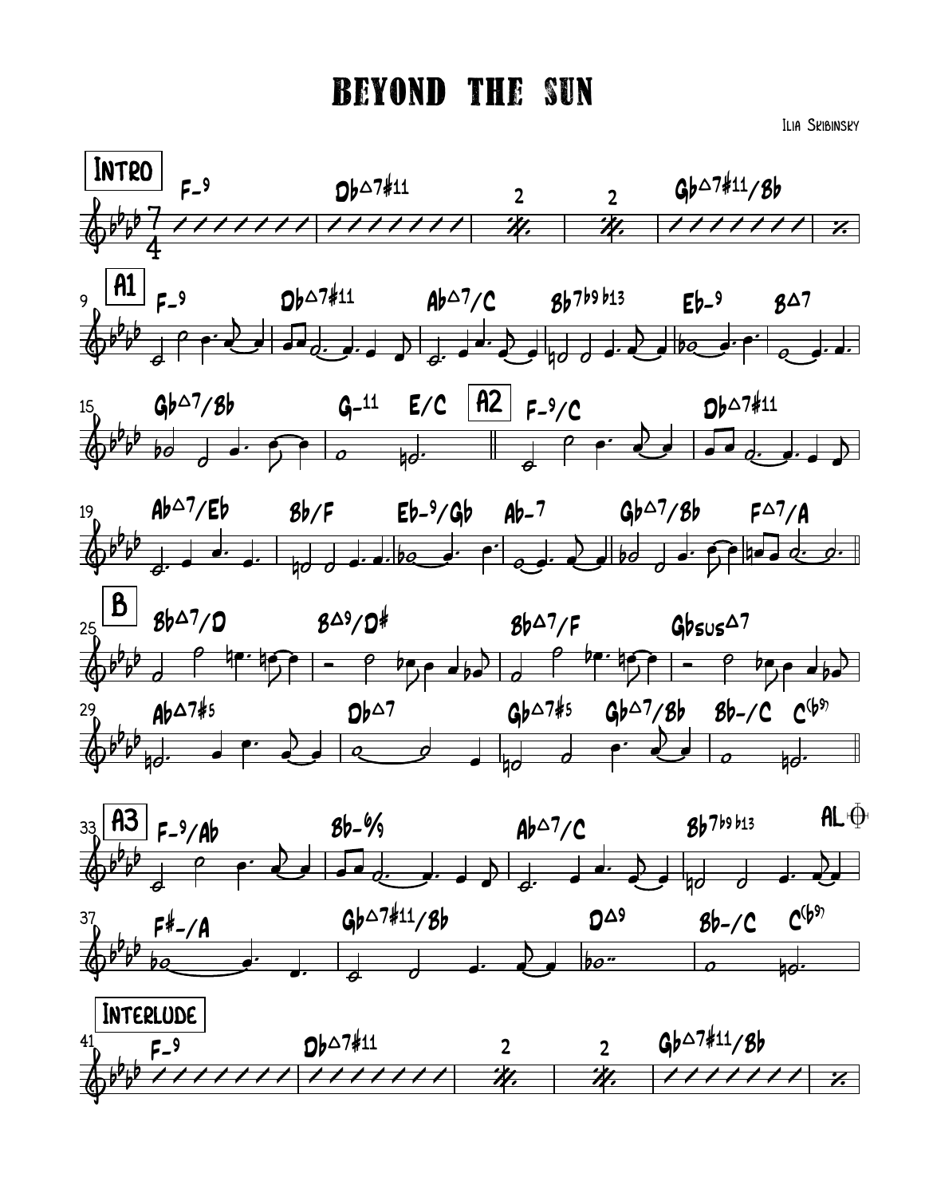# BEYOND THE SUN

Ilia Skribinsky

**Intro**

F-9 | Db△7#11 | 2 | 2 | Gb△7#11/Bb | %

**A1**

F-9 | Db△7#11 | Ab△7/C | Bb7b9 b13 | Eb-9 B△7 |

Gb△7/Bb | G-11 E/C ||

**A2**

F-9/C | Db△7#11 |

Ab△7/Eb | Bb/F Eb-9/Gb | Ab-7 | Gb△7/Bb | F△7/A ||

**B**

Bb△7/D | B△9/D# | Bb△7/F | Gbsus△7 |

Ab△7#5 | Db△7 | Gb△7#5 Gb△7/Bb | Bb-/C C(b9) ||

**A3**

F-9/Ab | Bb-6/9 | Ab△7/C | Bb7b9 b13 AL ⊕

F#-/A | Gb△7#11/Bb | D△9 | Bb-/C C(b9)

**Interlude**

F-9 | Db△7#11 | 2 | 2 | Gb△7#11/Bb | %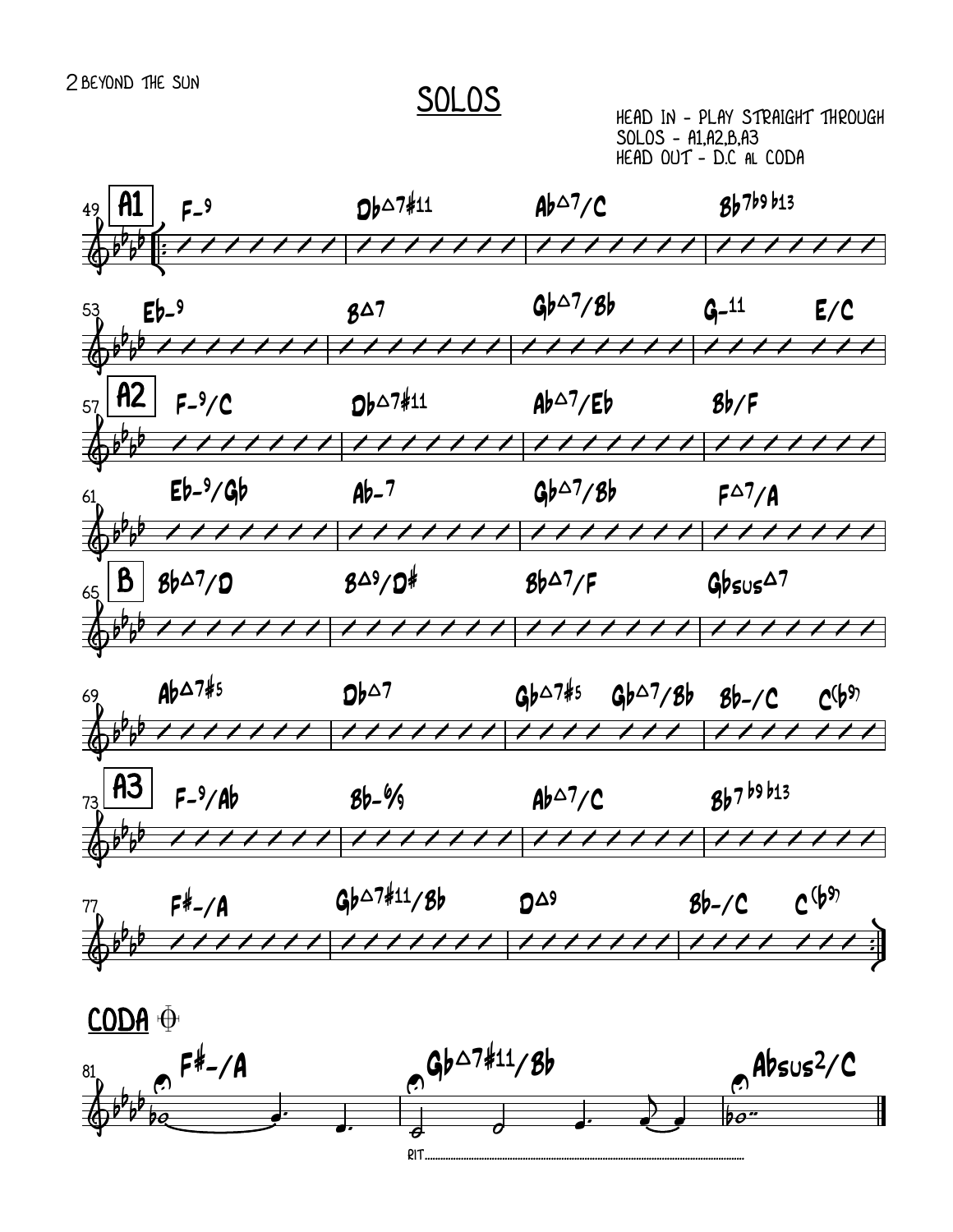# SOLOS

HEAD IN - PLAY STRAIGHT THROUGH
SOLOS - A1,A2,B,A3
HEAD OUT - D.C AL CODA

**A1** (49)
F-9 | Db△7#11 | Ab△7/C | Bb7b9 b13
(53) Eb-9 | B△7 | Gb△7/Bb | G-11 E/C

**A2** (57)
F-9/C | Db△7#11 | Ab△7/Eb | Bb/F
(61) Eb-9/Gb | Ab-7 | Gb△7/Bb | F△7/A

**B** (65)
Bb△7/D | B△9/D# | Bb△7/F | Gbsus△7
(69) Ab△7#5 | Db△7 | Gb△7#5 Gb△7/Bb | Bb-/C C(b9)

**A3** (73)
F-9/Ab | Bb-6/9 | Ab△7/C | Bb7 b9 b13
(77) F#-/A | Gb△7#11/Bb | D△9 | Bb-/C C(b9)

## CODA

(81) F#-/A | Gb△7#11/Bb | Absus2/C

RIT.